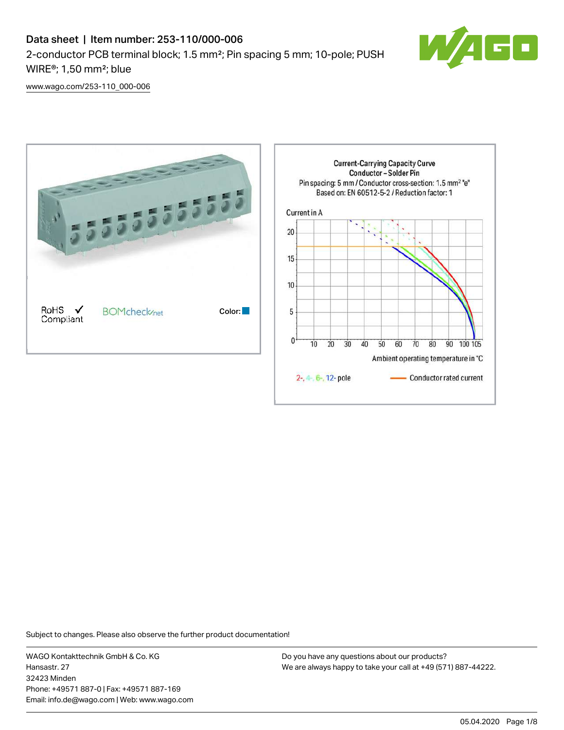# Data sheet | Item number: 253-110/000-006

2-conductor PCB terminal block; 1.5 mm²; Pin spacing 5 mm; 10-pole; PUSH WIRE®; 1,50 mm²; blue

www.wago.com/253-110_000-006

RoHS Compliant ✓ BOMcheck.net

Color:

Current-Carrying Capacity Curve
Conductor – Solder Pin
Pin spacing: 5 mm / Conductor cross-section: 1.5 mm² "e"
Based on: EN 60512-5-2 / Reduction factor: 1

Current in A

Ambient operating temperature in °C

2-, 4-, 6-, 12- pole — Conductor rated current

Subject to changes. Please also observe the further product documentation!

WAGO Kontakttechnik GmbH & Co. KG
Hansastr. 27
32423 Minden
Phone: +49571 887-0 | Fax: +49571 887-169
Email: info.de@wago.com | Web: www.wago.com

Do you have any questions about our products?
We are always happy to take your call at +49 (571) 887-44222.

05.04.2020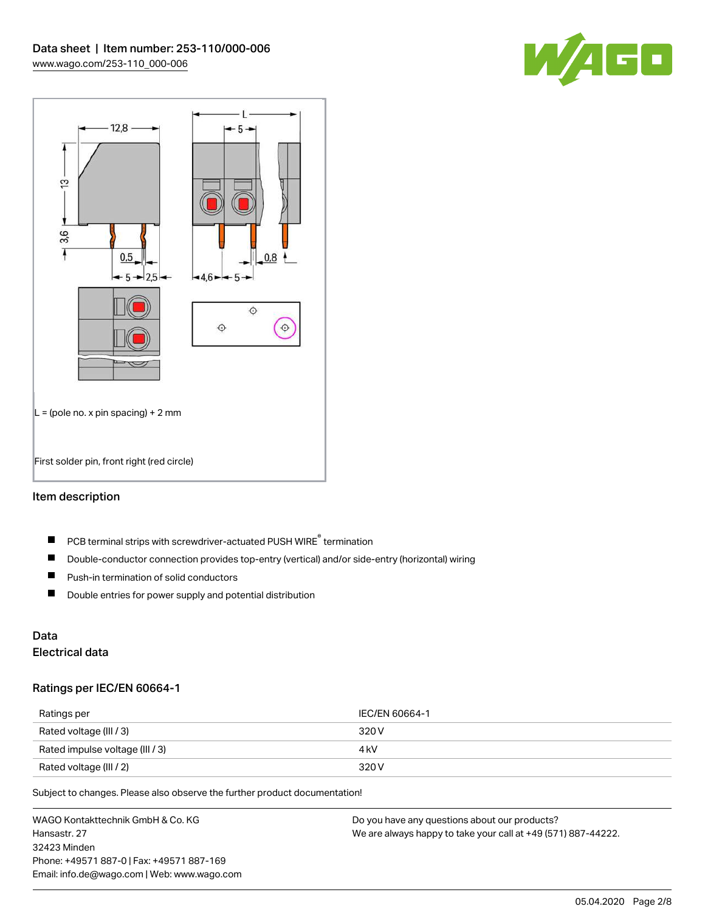L = (pole no. x pin spacing) + 2 mm

First solder pin, front right (red circle)

## Item description

- PCB terminal strips with screwdriver-actuated PUSH WIRE® termination
- Double-conductor connection provides top-entry (vertical) and/or side-entry (horizontal) wiring
- Push-in termination of solid conductors
- Double entries for power supply and potential distribution

## Data

### Electrical data

#### Ratings per IEC/EN 60664-1

| Ratings per | IEC/EN 60664-1 |
| --- | --- |
| Rated voltage (III / 3) | 320 V |
| Rated impulse voltage (III / 3) | 4 kV |
| Rated voltage (III / 2) | 320 V |

Subject to changes. Please also observe the further product documentation!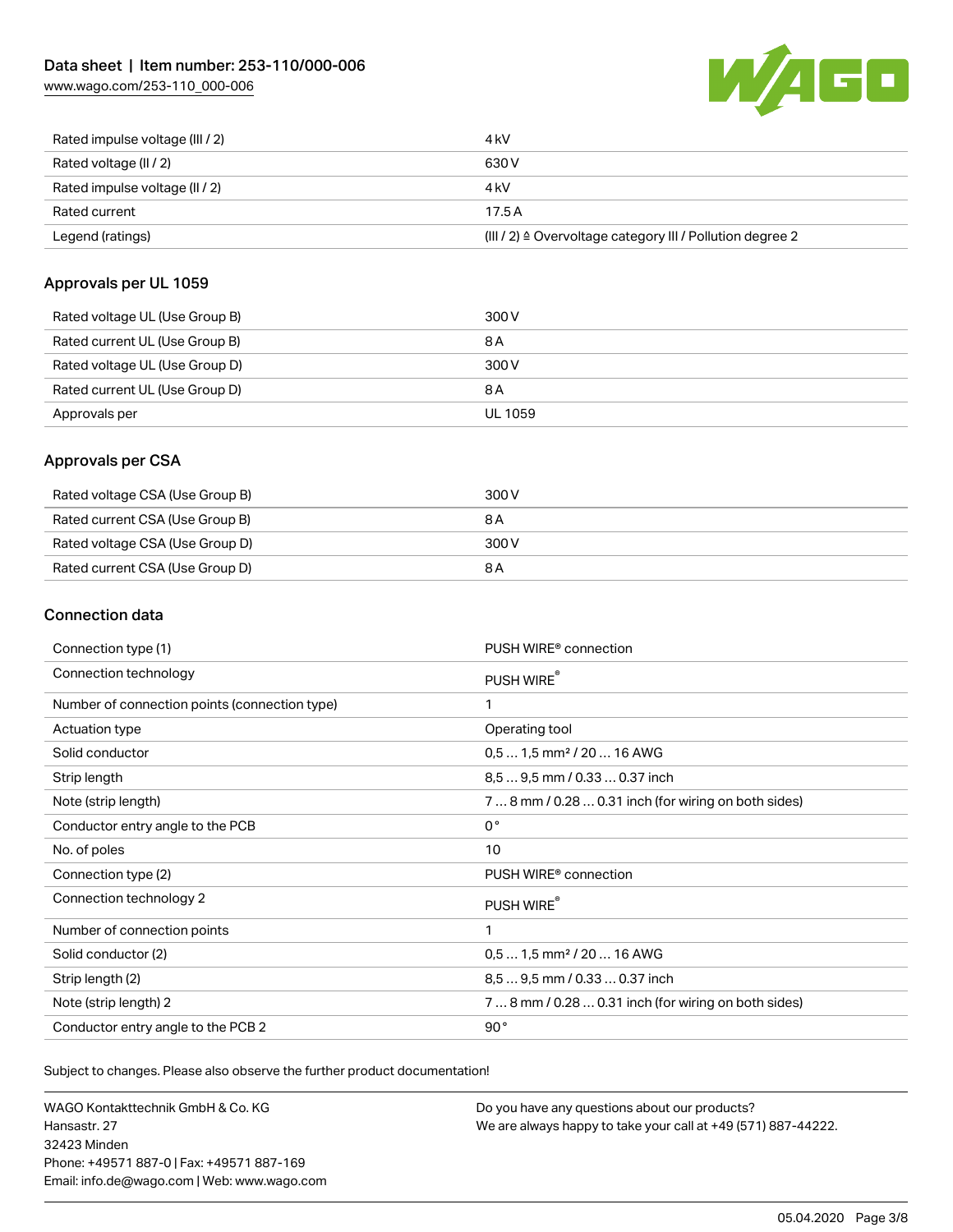| | |
|---|---|
| Rated impulse voltage (III / 2) | 4 kV |
| Rated voltage (II / 2) | 630 V |
| Rated impulse voltage (II / 2) | 4 kV |
| Rated current | 17.5 A |
| Legend (ratings) | (III / 2) ≙ Overvoltage category III / Pollution degree 2 |

## Approvals per UL 1059

| | |
|---|---|
| Rated voltage UL (Use Group B) | 300 V |
| Rated current UL (Use Group B) | 8 A |
| Rated voltage UL (Use Group D) | 300 V |
| Rated current UL (Use Group D) | 8 A |
| Approvals per | UL 1059 |

## Approvals per CSA

| | |
|---|---|
| Rated voltage CSA (Use Group B) | 300 V |
| Rated current CSA (Use Group B) | 8 A |
| Rated voltage CSA (Use Group D) | 300 V |
| Rated current CSA (Use Group D) | 8 A |

## Connection data

| | |
|---|---|
| Connection type (1) | PUSH WIRE® connection |
| Connection technology | PUSH WIRE® |
| Number of connection points (connection type) | 1 |
| Actuation type | Operating tool |
| Solid conductor | 0,5 … 1,5 mm² / 20 … 16 AWG |
| Strip length | 8,5 … 9,5 mm / 0.33 … 0.37 inch |
| Note (strip length) | 7 … 8 mm / 0.28 … 0.31 inch (for wiring on both sides) |
| Conductor entry angle to the PCB | 0 ° |
| No. of poles | 10 |
| Connection type (2) | PUSH WIRE® connection |
| Connection technology 2 | PUSH WIRE® |
| Number of connection points | 1 |
| Solid conductor (2) | 0,5 … 1,5 mm² / 20 … 16 AWG |
| Strip length (2) | 8,5 … 9,5 mm / 0.33 … 0.37 inch |
| Note (strip length) 2 | 7 … 8 mm / 0.28 … 0.31 inch (for wiring on both sides) |
| Conductor entry angle to the PCB 2 | 90 ° |

Subject to changes. Please also observe the further product documentation!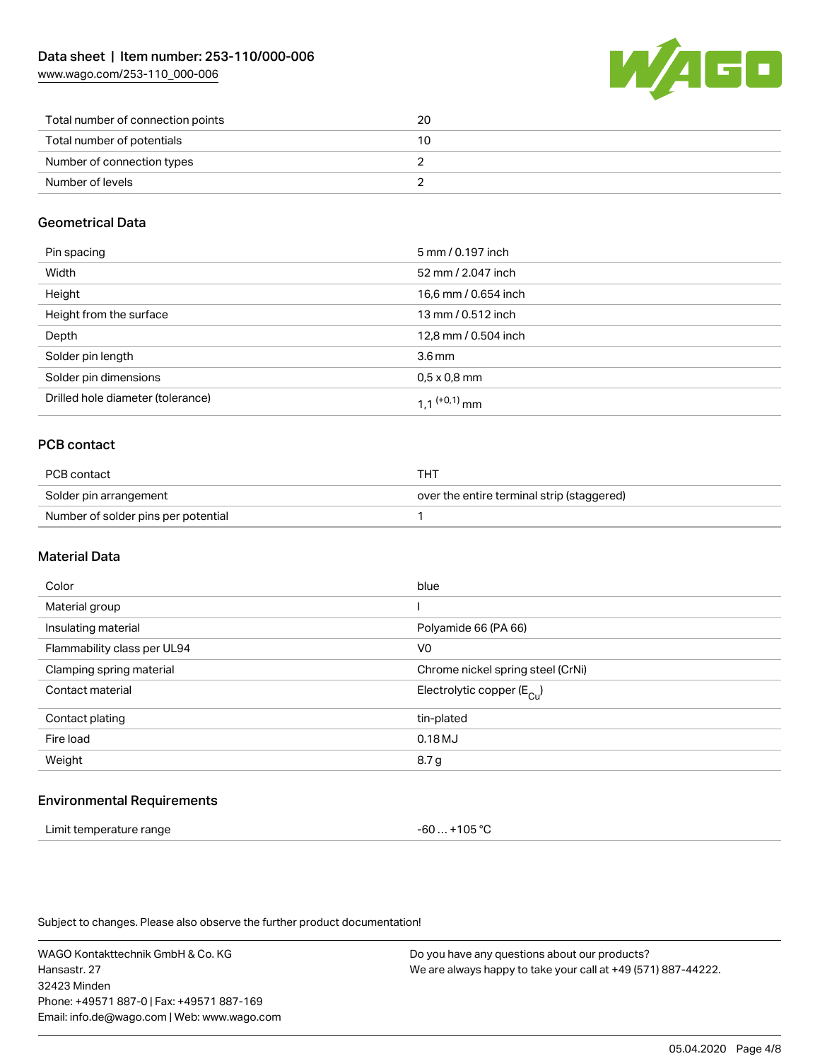| | |
|---|---|
| Total number of connection points | 20 |
| Total number of potentials | 10 |
| Number of connection types | 2 |
| Number of levels | 2 |

## Geometrical Data

| | |
|---|---|
| Pin spacing | 5 mm / 0.197 inch |
| Width | 52 mm / 2.047 inch |
| Height | 16,6 mm / 0.654 inch |
| Height from the surface | 13 mm / 0.512 inch |
| Depth | 12,8 mm / 0.504 inch |
| Solder pin length | 3.6 mm |
| Solder pin dimensions | 0,5 x 0,8 mm |
| Drilled hole diameter (tolerance) | 1,1 $^{(+0,1)}$ mm |

## PCB contact

| | |
|---|---|
| PCB contact | THT |
| Solder pin arrangement | over the entire terminal strip (staggered) |
| Number of solder pins per potential | 1 |

## Material Data

| | |
|---|---|
| Color | blue |
| Material group | I |
| Insulating material | Polyamide 66 (PA 66) |
| Flammability class per UL94 | V0 |
| Clamping spring material | Chrome nickel spring steel (CrNi) |
| Contact material | Electrolytic copper ($E_{Cu}$) |
| Contact plating | tin-plated |
| Fire load | 0.18 MJ |
| Weight | 8.7 g |

## Environmental Requirements

| | |
|---|---|
| Limit temperature range | -60 … +105 °C |

Subject to changes. Please also observe the further product documentation!

WAGO Kontakttechnik GmbH & Co. KG
Hansastr. 27
32423 Minden
Phone: +49571 887-0 | Fax: +49571 887-169
Email: info.de@wago.com | Web: www.wago.com

Do you have any questions about our products?
We are always happy to take your call at +49 (571) 887-44222.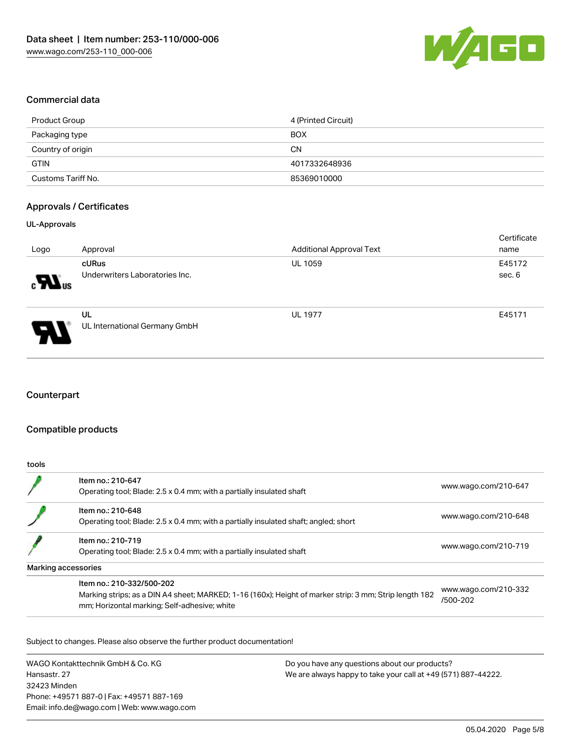## Commercial data

| | |
|---|---|
| Product Group | 4 (Printed Circuit) |
| Packaging type | BOX |
| Country of origin | CN |
| GTIN | 4017332648936 |
| Customs Tariff No. | 85369010000 |

## Approvals / Certificates

### UL-Approvals

| Logo | Approval | Additional Approval Text | Certificate name |
|---|---|---|---|
| | **cURus** Underwriters Laboratories Inc. | UL 1059 | E45172 sec. 6 |
| | **UL** UL International Germany GmbH | UL 1977 | E45171 |

## Counterpart

## Compatible products

**tools**

| | | |
|---|---|---|
| | **Item no.: 210-647** Operating tool; Blade: 2.5 x 0.4 mm; with a partially insulated shaft | www.wago.com/210-647 |
| | **Item no.: 210-648** Operating tool; Blade: 2.5 x 0.4 mm; with a partially insulated shaft; angled; short | www.wago.com/210-648 |
| | **Item no.: 210-719** Operating tool; Blade: 2.5 x 0.4 mm; with a partially insulated shaft | www.wago.com/210-719 |

**Marking accessories**

| | | |
|---|---|---|
| | **Item no.: 210-332/500-202** Marking strips; as a DIN A4 sheet; MARKED; 1-16 (160x); Height of marker strip: 3 mm; Strip length 182 mm; Horizontal marking; Self-adhesive; white | www.wago.com/210-332/500-202 |

Subject to changes. Please also observe the further product documentation!

WAGO Kontakttechnik GmbH & Co. KG
Hansastr. 27
32423 Minden
Phone: +49571 887-0 | Fax: +49571 887-169
Email: info.de@wago.com | Web: www.wago.com

Do you have any questions about our products?
We are always happy to take your call at +49 (571) 887-44222.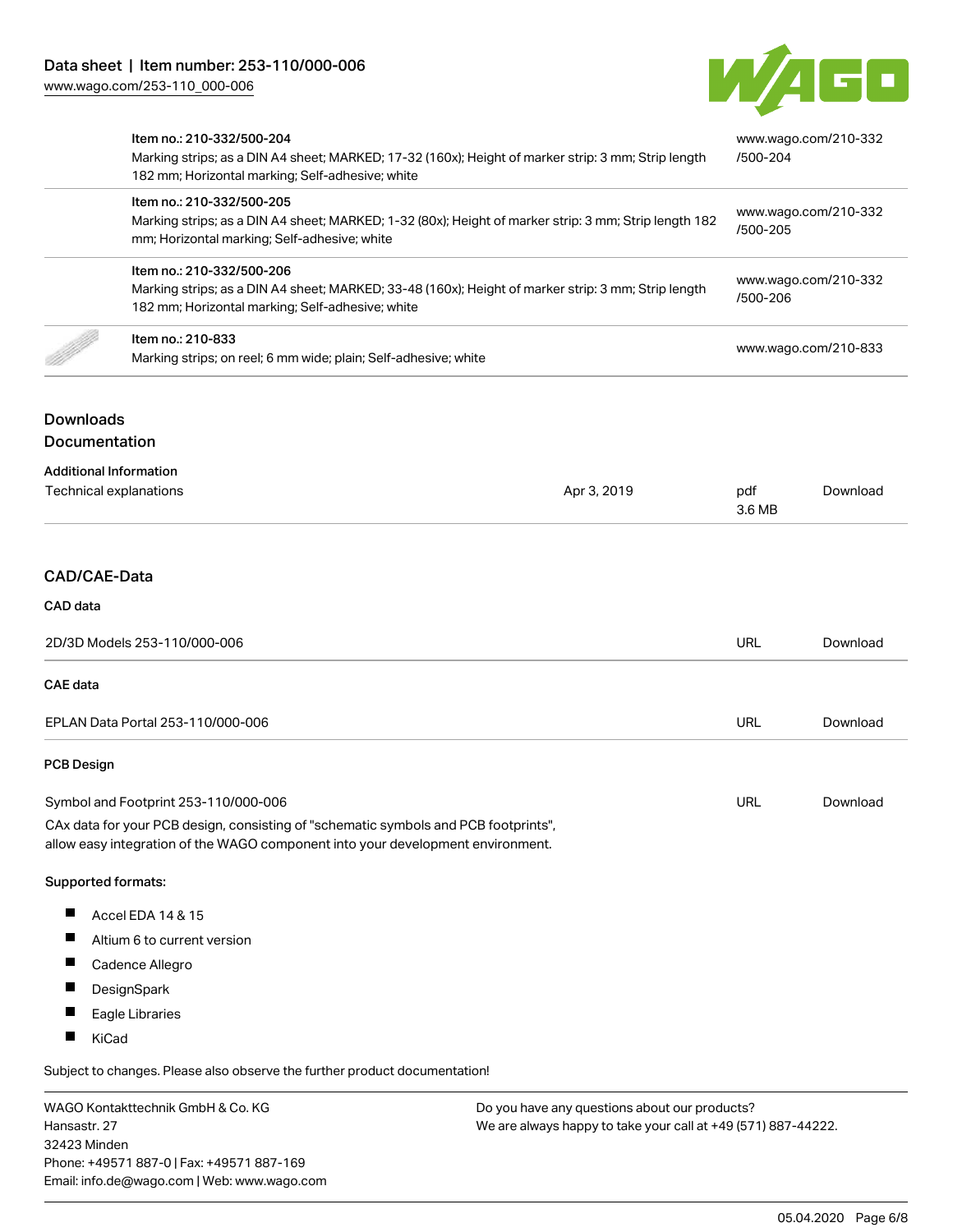| | | |
|---|---|---|
| | Item no.: 210-332/500-204<br>Marking strips; as a DIN A4 sheet; MARKED; 17-32 (160x); Height of marker strip: 3 mm; Strip length 182 mm; Horizontal marking; Self-adhesive; white | www.wago.com/210-332/500-204 |
| | Item no.: 210-332/500-205<br>Marking strips; as a DIN A4 sheet; MARKED; 1-32 (80x); Height of marker strip: 3 mm; Strip length 182 mm; Horizontal marking; Self-adhesive; white | www.wago.com/210-332/500-205 |
| | Item no.: 210-332/500-206<br>Marking strips; as a DIN A4 sheet; MARKED; 33-48 (160x); Height of marker strip: 3 mm; Strip length 182 mm; Horizontal marking; Self-adhesive; white | www.wago.com/210-332/500-206 |
| | Item no.: 210-833<br>Marking strips; on reel; 6 mm wide; plain; Self-adhesive; white | www.wago.com/210-833 |

## Downloads

### Documentation

**Additional Information**

| | | | |
|---|---|---|---|
| Technical explanations | Apr 3, 2019 | pdf<br>3.6 MB | Download |

## CAD/CAE-Data

**CAD data**

| | | |
|---|---|---|
| 2D/3D Models 253-110/000-006 | URL | Download |

**CAE data**

| | | |
|---|---|---|
| EPLAN Data Portal 253-110/000-006 | URL | Download |

**PCB Design**

| | | |
|---|---|---|
| Symbol and Footprint 253-110/000-006 | URL | Download |

CAx data for your PCB design, consisting of "schematic symbols and PCB footprints", allow easy integration of the WAGO component into your development environment.

**Supported formats:**

- Accel EDA 14 & 15
- Altium 6 to current version
- Cadence Allegro
- DesignSpark
- Eagle Libraries
- KiCad

Subject to changes. Please also observe the further product documentation!

WAGO Kontakttechnik GmbH & Co. KG
Hansastr. 27
32423 Minden
Phone: +49571 887-0 | Fax: +49571 887-169
Email: info.de@wago.com | Web: www.wago.com

Do you have any questions about our products?
We are always happy to take your call at +49 (571) 887-44222.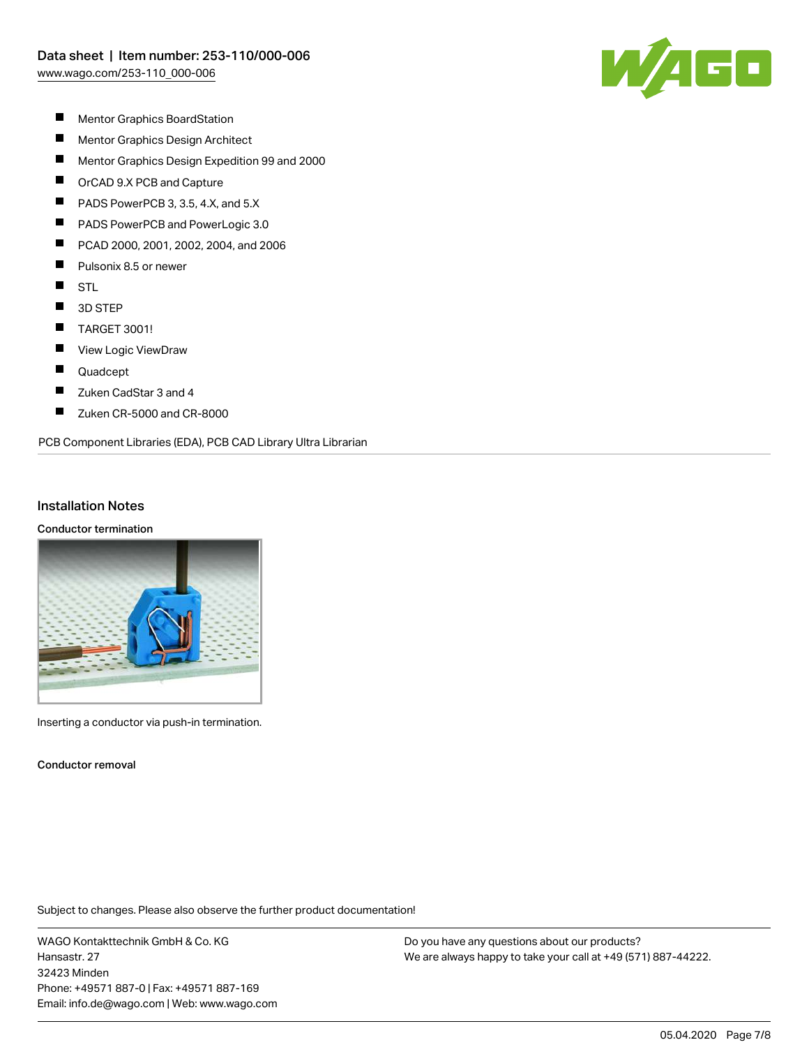- Mentor Graphics BoardStation
- Mentor Graphics Design Architect
- Mentor Graphics Design Expedition 99 and 2000
- OrCAD 9.X PCB and Capture
- PADS PowerPCB 3, 3.5, 4.X, and 5.X
- PADS PowerPCB and PowerLogic 3.0
- PCAD 2000, 2001, 2002, 2004, and 2006
- Pulsonix 8.5 or newer
- STL
- 3D STEP
- TARGET 3001!
- View Logic ViewDraw
- Quadcept
- Zuken CadStar 3 and 4
- Zuken CR-5000 and CR-8000

PCB Component Libraries (EDA), PCB CAD Library Ultra Librarian

## Installation Notes

### Conductor termination

Inserting a conductor via push-in termination.

### Conductor removal

Subject to changes. Please also observe the further product documentation!

WAGO Kontakttechnik GmbH & Co. KG
Hansastr. 27
32423 Minden
Phone: +49571 887-0 | Fax: +49571 887-169
Email: info.de@wago.com | Web: www.wago.com

Do you have any questions about our products?
We are always happy to take your call at +49 (571) 887-44222.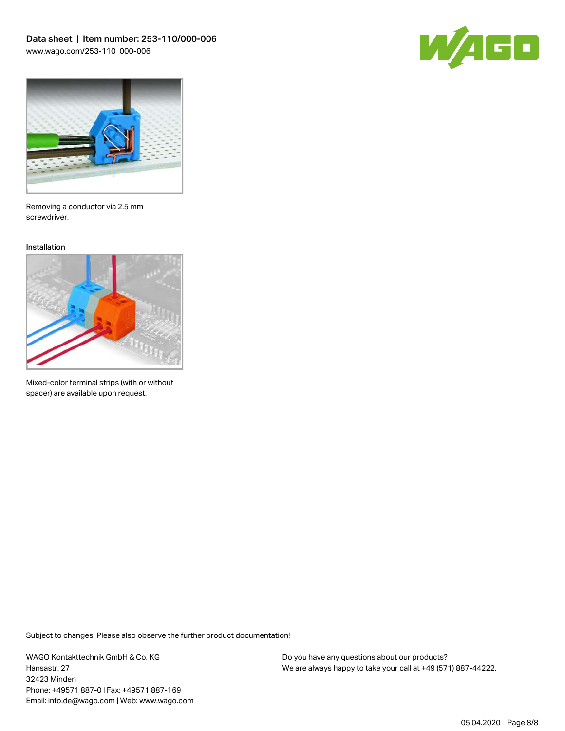Removing a conductor via 2.5 mm screwdriver.

Installation

Mixed-color terminal strips (with or without spacer) are available upon request.

Subject to changes. Please also observe the further product documentation!

WAGO Kontakttechnik GmbH & Co. KG
Hansastr. 27
32423 Minden
Phone: +49571 887-0 | Fax: +49571 887-169
Email: info.de@wago.com | Web: www.wago.com

Do you have any questions about our products?
We are always happy to take your call at +49 (571) 887-44222.